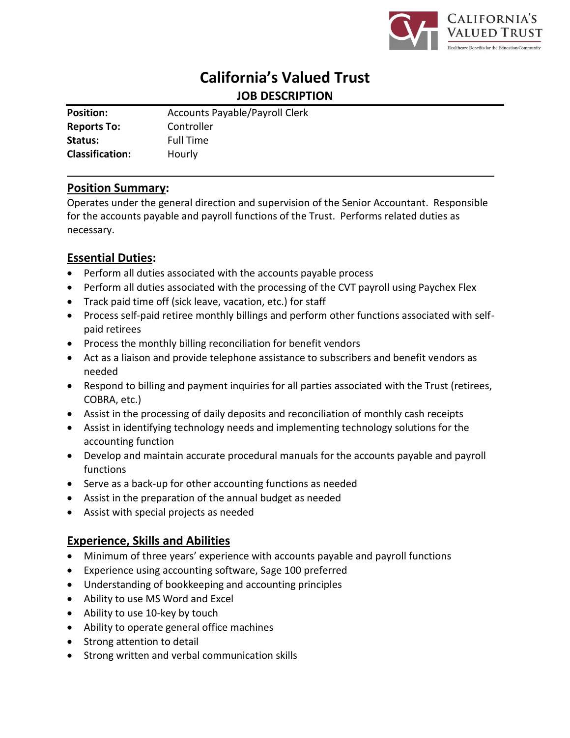# California's Valued Trust

## JOB DESCRIPTION

| | |
|---|---|
| **Position:** | Accounts Payable/Payroll Clerk |
| **Reports To:** | Controller |
| **Status:** | Full Time |
| **Classification:** | Hourly |

## Position Summary:

Operates under the general direction and supervision of the Senior Accountant. Responsible for the accounts payable and payroll functions of the Trust. Performs related duties as necessary.

## Essential Duties:

- Perform all duties associated with the accounts payable process
- Perform all duties associated with the processing of the CVT payroll using Paychex Flex
- Track paid time off (sick leave, vacation, etc.) for staff
- Process self-paid retiree monthly billings and perform other functions associated with self-paid retirees
- Process the monthly billing reconciliation for benefit vendors
- Act as a liaison and provide telephone assistance to subscribers and benefit vendors as needed
- Respond to billing and payment inquiries for all parties associated with the Trust (retirees, COBRA, etc.)
- Assist in the processing of daily deposits and reconciliation of monthly cash receipts
- Assist in identifying technology needs and implementing technology solutions for the accounting function
- Develop and maintain accurate procedural manuals for the accounts payable and payroll functions
- Serve as a back-up for other accounting functions as needed
- Assist in the preparation of the annual budget as needed
- Assist with special projects as needed

## Experience, Skills and Abilities

- Minimum of three years' experience with accounts payable and payroll functions
- Experience using accounting software, Sage 100 preferred
- Understanding of bookkeeping and accounting principles
- Ability to use MS Word and Excel
- Ability to use 10-key by touch
- Ability to operate general office machines
- Strong attention to detail
- Strong written and verbal communication skills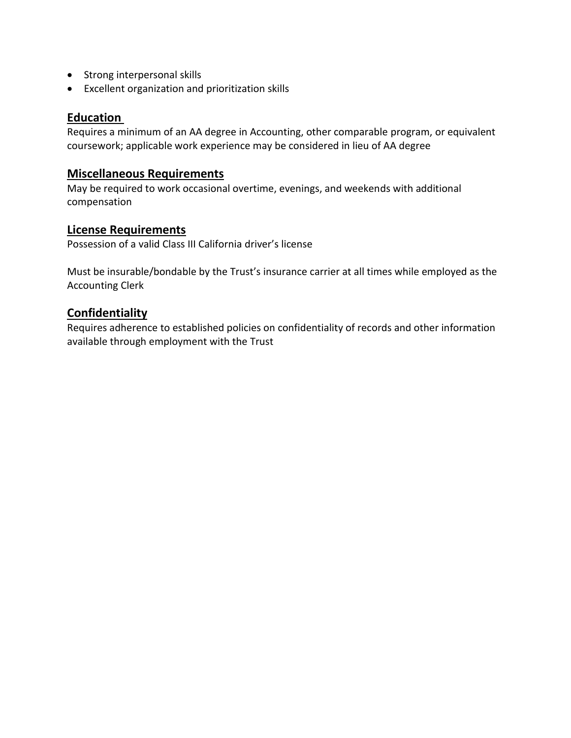- Strong interpersonal skills
- Excellent organization and prioritization skills

## Education

Requires a minimum of an AA degree in Accounting, other comparable program, or equivalent coursework; applicable work experience may be considered in lieu of AA degree

## Miscellaneous Requirements

May be required to work occasional overtime, evenings, and weekends with additional compensation

## License Requirements

Possession of a valid Class III California driver's license

Must be insurable/bondable by the Trust's insurance carrier at all times while employed as the Accounting Clerk

## Confidentiality

Requires adherence to established policies on confidentiality of records and other information available through employment with the Trust